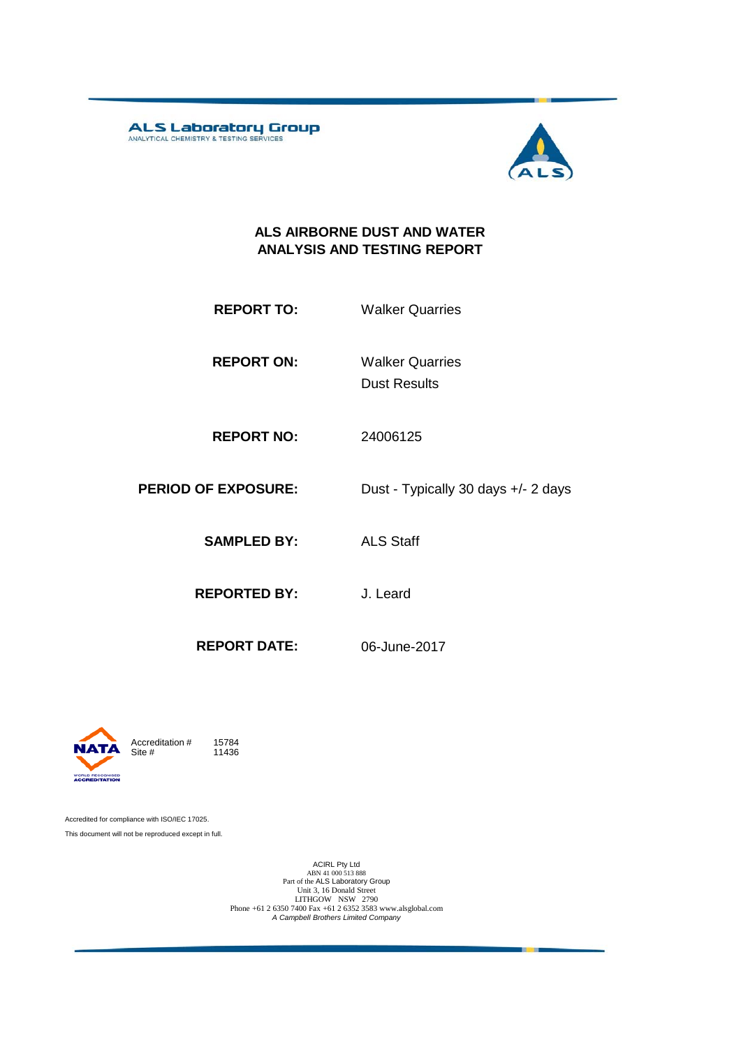ALS Laboratory Group
ANALYTICAL CHEMISTRY & TESTING SERVICES

# ALS AIRBORNE DUST AND WATER ANALYSIS AND TESTING REPORT

**REPORT TO:** Walker Quarries

**REPORT ON:** Walker Quarries
Dust Results

**REPORT NO:** 24006125

**PERIOD OF EXPOSURE:** Dust - Typically 30 days +/- 2 days

**SAMPLED BY:** ALS Staff

**REPORTED BY:** J. Leard

**REPORT DATE:** 06-June-2017

NATA
WORLD RECOGNISED ACCREDITATION

Accreditation # 15784
Site # 11436

Accredited for compliance with ISO/IEC 17025.

This document will not be reproduced except in full.

ACIRL Pty Ltd
ABN 41 000 513 888
Part of the ALS Laboratory Group
Unit 3, 16 Donald Street
LITHGOW NSW 2790
Phone +61 2 6350 7400 Fax +61 2 6352 3583 www.alsglobal.com
*A Campbell Brothers Limited Company*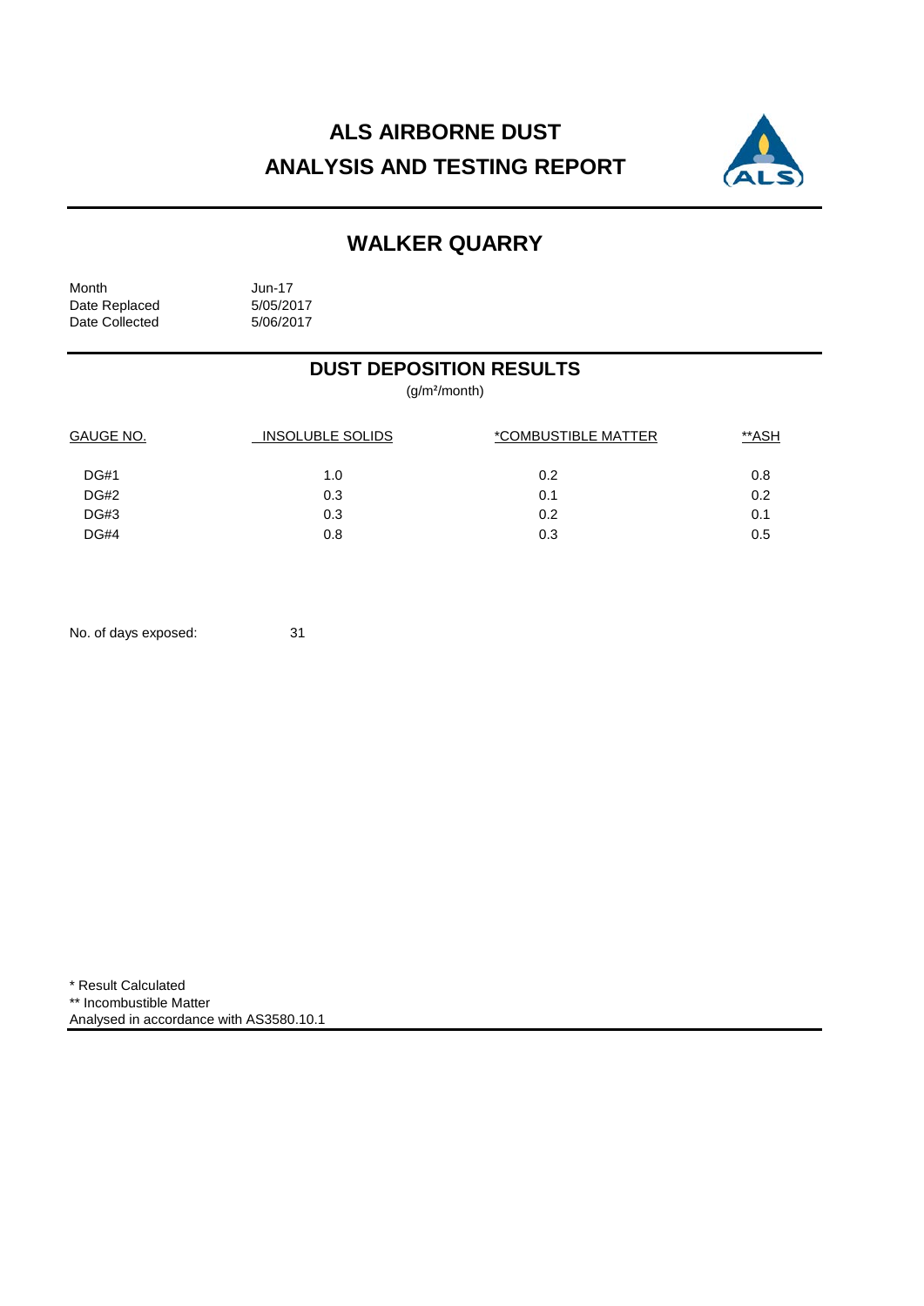# ALS AIRBORNE DUST ANALYSIS AND TESTING REPORT

## WALKER QUARRY

| | |
|---|---|
| Month | Jun-17 |
| Date Replaced | 5/05/2017 |
| Date Collected | 5/06/2017 |

### DUST DEPOSITION RESULTS

($g/m^2$/month)

| GAUGE NO. | INSOLUBLE SOLIDS | *COMBUSTIBLE MATTER | **ASH |
|---|---|---|---|
| DG#1 | 1.0 | 0.2 | 0.8 |
| DG#2 | 0.3 | 0.1 | 0.2 |
| DG#3 | 0.3 | 0.2 | 0.1 |
| DG#4 | 0.8 | 0.3 | 0.5 |

No. of days exposed: 31

\* Result Calculated
\*\* Incombustible Matter
Analysed in accordance with AS3580.10.1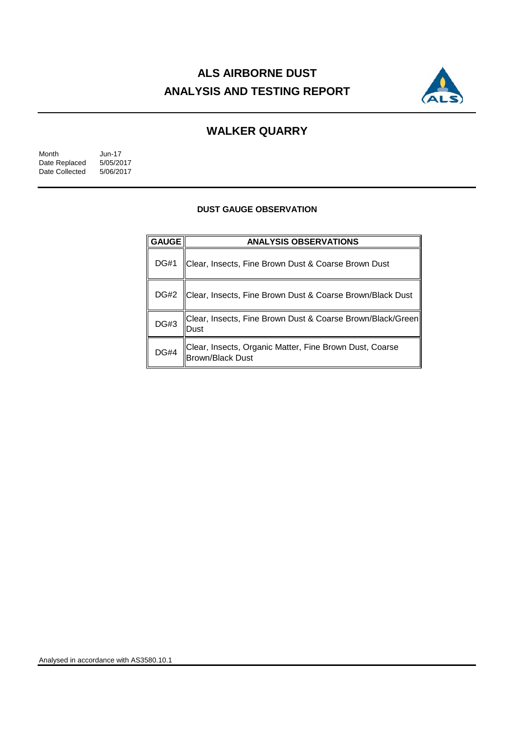# ALS AIRBORNE DUST ANALYSIS AND TESTING REPORT

## WALKER QUARRY

| | |
|---|---|
| Month | Jun-17 |
| Date Replaced | 5/05/2017 |
| Date Collected | 5/06/2017 |

### DUST GAUGE OBSERVATION

| GAUGE | ANALYSIS OBSERVATIONS |
|---|---|
| DG#1 | Clear, Insects, Fine Brown Dust & Coarse Brown Dust |
| DG#2 | Clear, Insects, Fine Brown Dust & Coarse Brown/Black Dust |
| DG#3 | Clear, Insects, Fine Brown Dust & Coarse Brown/Black/Green Dust |
| DG#4 | Clear, Insects, Organic Matter, Fine Brown Dust, Coarse Brown/Black Dust |

Analysed in accordance with AS3580.10.1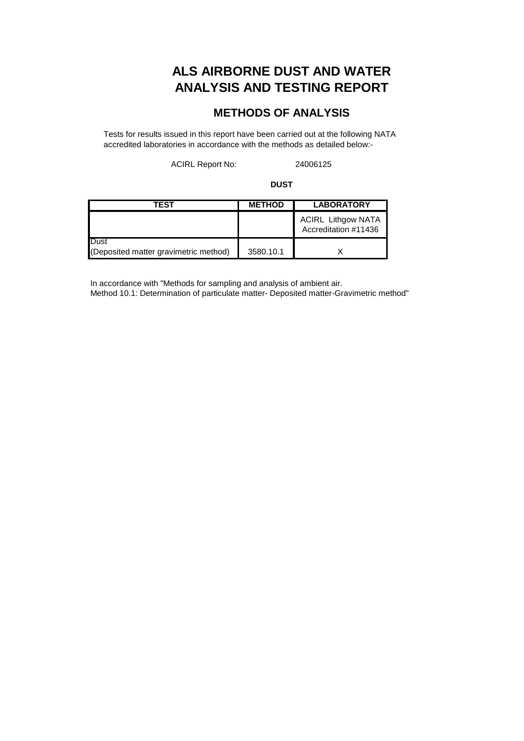# ALS AIRBORNE DUST AND WATER ANALYSIS AND TESTING REPORT

## METHODS OF ANALYSIS

Tests for results issued in this report have been carried out at the following NATA accredited laboratories in accordance with the methods as detailed below:-

ACIRL Report No: 24006125

**DUST**

| TEST | METHOD | LABORATORY |
|---|---|---|
| | | ACIRL Lithgow NATA Accreditation #11436 |
| Dust (Deposited matter gravimetric method) | 3580.10.1 | X |

In accordance with "Methods for sampling and analysis of ambient air.
Method 10.1: Determination of particulate matter- Deposited matter-Gravimetric method"